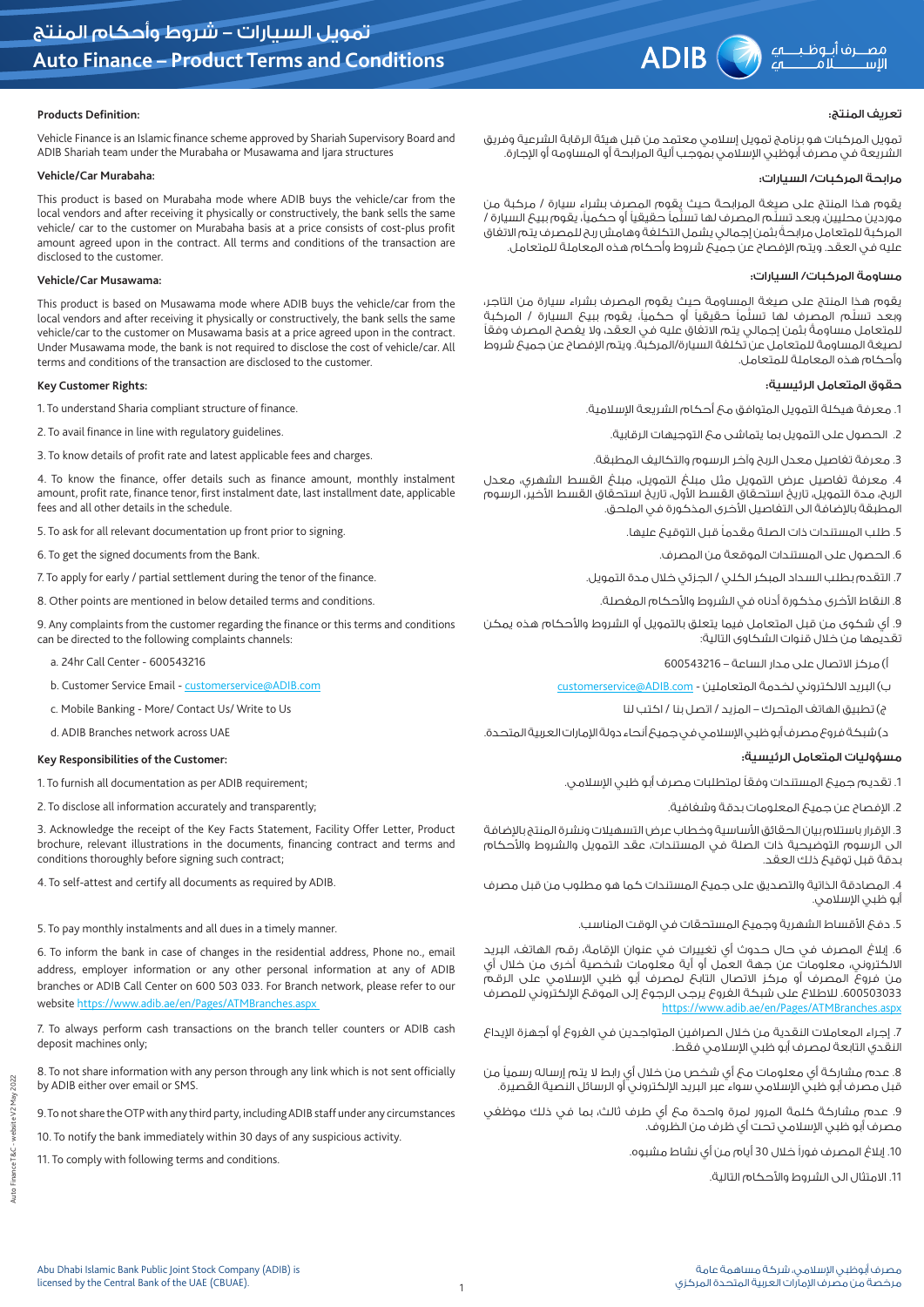# تمويل السيارات – شروط وأحكام المنتج
# Auto Finance – Product Terms and Conditions

## Products Definition:

Vehicle Finance is an Islamic finance scheme approved by Shariah Supervisory Board and ADIB Shariah team under the Murabaha or Musawama and Ijara structures

### Vehicle/Car Murabaha:

This product is based on Murabaha mode where ADIB buys the vehicle/car from the local vendors and after receiving it physically or constructively, the bank sells the same vehicle/ car to the customer on Murabaha basis at a price consists of cost-plus profit amount agreed upon in the contract. All terms and conditions of the transaction are disclosed to the customer.

### Vehicle/Car Musawama:

This product is based on Musawama mode where ADIB buys the vehicle/car from the local vendors and after receiving it physically or constructively, the bank sells the same vehicle/car to the customer on Musawama basis at a price agreed upon in the contract. Under Musawama mode, the bank is not required to disclose the cost of vehicle/car. All terms and conditions of the transaction are disclosed to the customer.

## Key Customer Rights:

1. To understand Sharia compliant structure of finance.
2. To avail finance in line with regulatory guidelines.
3. To know details of profit rate and latest applicable fees and charges.
4. To know the finance, offer details such as finance amount, monthly instalment amount, profit rate, finance tenor, first instalment date, last installment date, applicable fees and all other details in the schedule.
5. To ask for all relevant documentation up front prior to signing.
6. To get the signed documents from the Bank.
7. To apply for early / partial settlement during the tenor of the finance.
8. Other points are mentioned in below detailed terms and conditions.
9. Any complaints from the customer regarding the finance or this terms and conditions can be directed to the following complaints channels:
   a. 24hr Call Center - 600543216
   b. Customer Service Email - customerservice@ADIB.com
   c. Mobile Banking - More/ Contact Us/ Write to Us
   d. ADIB Branches network across UAE

## Key Responsibilities of the Customer:

1. To furnish all documentation as per ADIB requirement;
2. To disclose all information accurately and transparently;
3. Acknowledge the receipt of the Key Facts Statement, Facility Offer Letter, Product brochure, relevant illustrations in the documents, financing contract and terms and conditions thoroughly before signing such contract;
4. To self-attest and certify all documents as required by ADIB.
5. To pay monthly instalments and all dues in a timely manner.
6. To inform the bank in case of changes in the residential address, Phone no., email address, employer information or any other personal information at any of ADIB branches or ADIB Call Center on 600 503 033. For Branch network, please refer to our website https://www.adib.ae/en/Pages/ATMBranches.aspx
7. To always perform cash transactions on the branch teller counters or ADIB cash deposit machines only;
8. To not share information with any person through any link which is not sent officially by ADIB either over email or SMS.
9. To not share the OTP with any third party, including ADIB staff under any circumstances
10. To notify the bank immediately within 30 days of any suspicious activity.
11. To comply with following terms and conditions.

## تعريف المنتج:

تمويل المركبات هو برنامج تمويل إسلامي معتمد من قبل هيئة الرقابة الشرعية وفريق الشريعة في مصرف أبوظبي الإسلامي بموجب آلية المرابحة أو المساومة أو الإجارة.

### مرابحة المركبات/ السيارات:

يقوم هذا المنتج على صيغة المرابحة حيث يقوم المصرف بشراء سيارة / مركبة من موردين محليين، وبعد تسلّم المصرف لها تسلّماً حقيقياً أو حكمياً، يقوم ببيع السيارة / المركبة للمتعامل مرابحة بثمن إجمالي يشمل التكلفة وهامش ربح للمصرف يتم الاتفاق عليه في العقد. ويتم الإفصاح عن جميع شروط وأحكام هذه المعاملة للمتعامل.

### مساومة المركبات/ السيارات:

يقوم هذا المنتج على صيغة المساومة حيث يقوم المصرف بشراء سيارة من التاجر، وبعد تسلّم المصرف لها تسلّماً حقيقياً أو حكمياً، يقوم ببيع السيارة / المركبة للمتعامل مساومة بثمن إجمالي يتم الاتفاق عليه في العقد، ولا يفصح المصرف وفقاً لصيغة المساومة للمتعامل عن تكلفة السيارة/المركبة. ويتم الإفصاح عن جميع شروط وأحكام هذه المعاملة للمتعامل.

## حقوق المتعامل الرئيسية:

1. معرفة هيكلة التمويل المتوافق مع أحكام الشريعة الإسلامية.
2. الحصول على التمويل بما يتماشى مع التوجيهات الرقابية.
3. معرفة تفاصيل معدل الربح وآخر الرسوم والتكاليف المطبقة.
4. معرفة تفاصيل عرض التمويل مثل مبلغ التمويل، مبلغ القسط الشهري، معدل الربح، مدة التمويل، تاريخ استحقاق القسط الأول، تاريخ استحقاق القسط الأخير، الرسوم المطبقة بالإضافة الى التفاصيل الأخرى المذكورة في الملحق.
5. طلب المستندات ذات الصلة مقدماً قبل التوقيع عليها.
6. الحصول على المستندات الموقعة من المصرف.
7. التقدم بطلب السداد المبكر الكلي / الجزئي خلال مدة التمويل.
8. النقاط الأخرى مذكورة أدناه في الشروط والأحكام المفصلة.
9. أي شكوى من قبل المتعامل فيما يتعلق بالتمويل أو الشروط والأحكام هذه يمكن تقديمها من خلال قنوات الشكاوى التالية:
   أ) مركز الاتصال على مدار الساعة – 600543216
   ب) البريد الالكتروني لخدمة المتعاملين - customerservice@ADIB.com
   ج) تطبيق الهاتف المتحرك – المزيد / اتصل بنا / اكتب لنا
   د) شبكة فروع مصرف أبو ظبي الإسلامي في جميع أنحاء دولة الإمارات العربية المتحدة.

## مسؤوليات المتعامل الرئيسية:

1. تقديم جميع المستندات وفقاً لمتطلبات مصرف أبو ظبي الإسلامي.
2. الإفصاح عن جميع المعلومات بدقة وشفافية.
3. الإقرار باستلام بيان الحقائق الأساسية وخطاب عرض التسهيلات ونشرة المنتج بالإضافة الى الرسوم التوضيحية ذات الصلة في المستندات، عقد التمويل والشروط والأحكام بدقة قبل توقيع ذلك العقد.
4. المصادقة الذاتية والتصديق على جميع المستندات كما هو مطلوب من قبل مصرف أبو ظبي الإسلامي.
5. دفع الأقساط الشهرية وجميع المستحقات في الوقت المناسب.
6. إبلاغ المصرف في حال حدوث أي تغييرات في عنوان الإقامة، رقم الهاتف، البريد الالكتروني، معلومات عن جهة العمل أو أية معلومات شخصية أخرى من خلال أي من فروع المصرف أو مركز الاتصال التابع لمصرف أبو ظبي الإسلامي على الرقم 600503033. للاطلاع على شبكة الفروع يرجى الرجوع إلى الموقع الإلكتروني للمصرف https://www.adib.ae/en/Pages/ATMBranches.aspx
7. إجراء المعاملات النقدية من خلال الصرافين المتواجدين في الفروع أو أجهزة الإيداع النقدي التابعة لمصرف أبو ظبي الإسلامي فقط.
8. عدم مشاركة أي معلومات مع أي شخص من خلال أي رابط لا يتم إرساله رسمياً من قبل مصرف أبو ظبي الإسلامي سواء عبر البريد الإلكتروني أو الرسائل النصية القصيرة.
9. عدم مشاركة كلمة المرور لمرة واحدة مع أي طرف ثالث، بما في ذلك موظفي مصرف أبو ظبي الإسلامي تحت أي ظرف من الظروف.
10. إبلاغ المصرف فوراً خلال 30 أيام من أي نشاط مشبوه.
11. الامتثال الى الشروط والأحكام التالية.

Abu Dhabi Islamic Bank Public Joint Stock Company (ADIB) is licensed by the Central Bank of the UAE (CBUAE).

مصرف أبوظبي الإسلامي، شركة مساهمة عامة مرخصة من مصرف الإمارات العربية المتحدة المركزي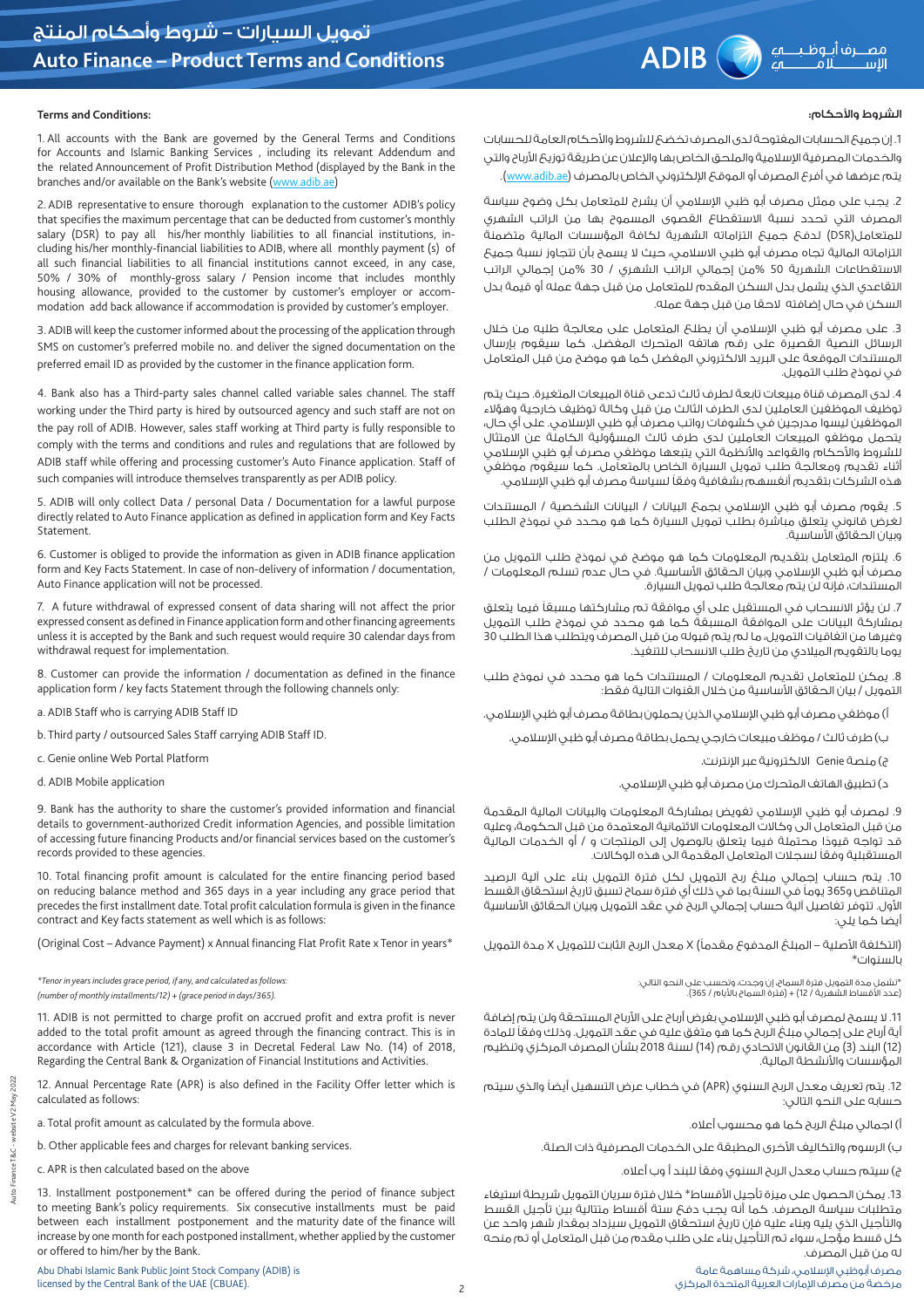# تمويل السيارات – شروط وأحكام المنتج
# Auto Finance – Product Terms and Conditions

**Terms and Conditions:**

1. All accounts with the Bank are governed by the General Terms and Conditions for Accounts and Islamic Banking Services , including its relevant Addendum and the related Announcement of Profit Distribution Method (displayed by the Bank in the branches and/or available on the Bank's website (www.adib.ae)

2. ADIB representative to ensure thorough explanation to the customer ADIB's policy that specifies the maximum percentage that can be deducted from customer's monthly salary (DSR) to pay all his/her monthly liabilities to all financial institutions, including his/her monthly-financial liabilities to ADIB, where all monthly payment (s) of all such financial liabilities to all financial institutions cannot exceed, in any case, 50% / 30% of monthly-gross salary / Pension income that includes monthly housing allowance, provided to the customer by customer's employer or accommodation add back allowance if accommodation is provided by customer's employer.

3. ADIB will keep the customer informed about the processing of the application through SMS on customer's preferred mobile no. and deliver the signed documentation on the preferred email ID as provided by the customer in the finance application form.

4. Bank also has a Third-party sales channel called variable sales channel. The staff working under the Third party is hired by outsourced agency and such staff are not on the pay roll of ADIB. However, sales staff working at Third party is fully responsible to comply with the terms and conditions and rules and regulations that are followed by ADIB staff while offering and processing customer's Auto Finance application. Staff of such companies will introduce themselves transparently as per ADIB policy.

5. ADIB will only collect Data / personal Data / Documentation for a lawful purpose directly related to Auto Finance application as defined in application form and Key Facts Statement.

6. Customer is obliged to provide the information as given in ADIB finance application form and Key Facts Statement. In case of non-delivery of information / documentation, Auto Finance application will not be processed.

7. A future withdrawal of expressed consent of data sharing will not affect the prior expressed consent as defined in Finance application form and other financing agreements unless it is accepted by the Bank and such request would require 30 calendar days from withdrawal request for implementation.

8. Customer can provide the information / documentation as defined in the finance application form / key facts Statement through the following channels only:

a. ADIB Staff who is carrying ADIB Staff ID

b. Third party / outsourced Sales Staff carrying ADIB Staff ID.

c. Genie online Web Portal Platform

d. ADIB Mobile application

9. Bank has the authority to share the customer's provided information and financial details to government-authorized Credit information Agencies, and possible limitation of accessing future financing Products and/or financial services based on the customer's records provided to these agencies.

10. Total financing profit amount is calculated for the entire financing period based on reducing balance method and 365 days in a year including any grace period that precedes the first installment date. Total profit calculation formula is given in the finance contract and Key facts statement as well which is as follows:

(Original Cost – Advance Payment) x Annual financing Flat Profit Rate x Tenor in years*

*\*Tenor in years includes grace period, if any, and calculated as follows:*
*(number of monthly installments/12) + (grace period in days/365).*

11. ADIB is not permitted to charge profit on accrued profit and extra profit is never added to the total profit amount as agreed through the financing contract. This is in accordance with Article (121), clause 3 in Decretal Federal Law No. (14) of 2018, Regarding the Central Bank & Organization of Financial Institutions and Activities.

12. Annual Percentage Rate (APR) is also defined in the Facility Offer letter which is calculated as follows:

a. Total profit amount as calculated by the formula above.

b. Other applicable fees and charges for relevant banking services.

c. APR is then calculated based on the above

13. Installment postponement* can be offered during the period of finance subject to meeting Bank's policy requirements. Six consecutive installments must be paid between each installment postponement and the maturity date of the finance will increase by one month for each postponed installment, whether applied by the customer or offered to him/her by the Bank.

**الشروط والأحكام:**

1. إن جميع الحسابات المفتوحة لدى المصرف تخضع للشروط والأحكام العامة للحسابات والخدمات المصرفية الإسلامية والملحق الخاص بها والإعلان عن طريقة توزيع الأرباح والتي يتم عرضها في أفرع المصرف أو الموقع الإلكتروني الخاص بالمصرف (www.adib.ae).

2. يجب على ممثل مصرف أبو ظبي الإسلامي أن يشرح للمتعامل بكل وضوح سياسة المصرف التي تحدد نسبة الاستقطاع القصوى المسموح بها من الراتب الشهري للمتعامل(DSR) لدفع جميع التزاماته الشهرية لكافة المؤسسات المالية متضمنة التزاماته المالية تجاه مصرف أبو ظبي الاسلامي، حيث لا يسمح بأن تتجاوز نسبة جميع الاستقطاعات الشهرية 50 %من إجمالي الراتب الشهري / 30 %من إجمالي الراتب التقاعدي الذي يشمل بدل السكن المقدم للمتعامل من قبل جهة عمله أو قيمة بدل السكن في حال إضافته لاحقا من قبل جهة عمله.

3. على مصرف أبو ظبي الإسلامي أن يطلع المتعامل على معالجة طلبه من خلال الرسائل النصية القصيرة على رقم هاتفه المتحرك المفضل. كما سيقوم بإرسال المستندات الموقعة على البريد الالكتروني المفضل كما هو موضح من قبل المتعامل في نموذج طلب التمويل.

4. لدى المصرف قناة مبيعات تابعة لطرف ثالث تدعى قناة المبيعات المتغيرة. حيث يتم توظيف الموظفين العاملين لدى الطرف الثالث من قبل وكالة توظيف خارجية وهؤلاء الموظفين ليسوا مدرجين في كشوفات رواتب مصرف أبو ظبي الإسلامي. على أي حال، يتحمل موظفو المبيعات العاملين لدى طرف ثالث المسؤولية الكاملة عن الامتثال للشروط والأحكام والقواعد والأنظمة التي يتبعها موظفي مصرف أبو ظبي الإسلامي أثناء تقديم ومعالجة طلب تمويل السيارة الخاص بالمتعامل. كما سيقوم موظفي هذه الشركات بتقديم أنفسهم بشفافية وفقاً لسياسة مصرف أبو ظبي الإسلامي.

5. يقوم مصرف أبو ظبي الإسلامي بجمع البيانات / البيانات الشخصية / المستندات لغرض قانوني يتعلق مباشرة بطلب تمويل السيارة كما هو محدد في نموذج الطلب وبيان الحقائق الأساسية.

6. يلتزم المتعامل بتقديم المعلومات كما هو موضح في نموذج طلب التمويل من مصرف أبو ظبي الإسلامي وبيان الحقائق الأساسية. في حال عدم تسلم المعلومات / المستندات، فإنه لن يتم معالجة طلب تمويل السيارة.

7. لن يؤثر الانسحاب في المستقبل على أي موافقة تم مشاركتها مسبقاً فيما يتعلق بمشاركة البيانات على الموافقة المسبقة كما هو محدد في نموذج طلب التمويل وغيرها من اتفاقيات التمويل، ما لم يتم قبوله من قبل المصرف ويتطلب هذا الطلب 30 يوما بالتقويم الميلادي من تاريخ طلب الانسحاب للتنفيذ.

8. يمكن للمتعامل تقديم المعلومات / المستندات كما هو محدد في نموذج طلب التمويل / بيان الحقائق الأساسية من خلال القنوات التالية فقط:

أ) موظفي مصرف أبو ظبي الإسلامي الذين يحملون بطاقة مصرف أبو ظبي الإسلامي.

ب) طرف ثالث / موظف مبيعات خارجي يحمل بطاقة مصرف أبو ظبي الإسلامي.

ج) منصة Genie الالكترونية عبر الإنترنت.

د) تطبيق الهاتف المتحرك من مصرف أبو ظبي الإسلامي.

9. لمصرف أبو ظبي الإسلامي تفويض بمشاركة المعلومات والبيانات المالية المقدمة من قبل المتعامل الى وكالات المعلومات الائتمانية المعتمدة من قبل الحكومة، وعليه قد تواجه قيوداً محتملة فيما يتعلق بالوصول إلى المنتجات و / أو الخدمات المالية المستقبلية وفقاً لسجلات المتعامل المقدمة الى هذه الوكالات.

10. يتم حساب إجمالي مبلغ ربح التمويل لكل فترة التمويل بناء على آلية الرصيد المتناقص و365 يوماً في السنة بما في ذلك أي فترة سماح تسبق تاريخ استحقاق القسط الأول. تتوفر تفاصيل آلية حساب إجمالي الربح في عقد التمويل وبيان الحقائق الأساسية أيضا كما يلي:

(التكلفة الأصلية – المبلغ المدفوع مقدماً) X معدل الربح الثابت للتمويل X مدة التمويل بالسنوات*

\*تشمل مدة التمويل فترة السماح، إن وجدت، وتحسب على النحو التالي:
(عدد الأقساط الشهرية / 12) + (فترة السماح بالأيام / 365).

11. لا يسمح لمصرف أبو ظبي الإسلامي بفرض أرباح على الأرباح المستحقة ولن يتم إضافة أية أرباح على إجمالي مبلغ الربح كما هو متفق عليه في عقد التمويل. وذلك وفقاً للمادة (121) البند (3) من القانون الاتحادي رقم (14) لسنة 2018 بشأن المصرف المركزي وتنظيم المؤسسات والأنشطة المالية.

12. يتم تعريف معدل الربح السنوي (APR) في خطاب عرض التسهيل أيضاً والذي سيتم حسابه على النحو التالي:

أ) اجمالي مبلغ الربح كما هو محسوب أعلاه.

ب) الرسوم والتكاليف الأخرى المطبقة على الخدمات المصرفية ذات الصلة.

ج) سيتم حساب معدل الربح السنوي وفقاً للبند أ وب أعلاه.

13. يمكن الحصول على ميزة تأجيل الأقساط* خلال فترة سريان التمويل شريطة استيفاء متطلبات سياسة المصرف. كما أنه يجب دفع ستة أقساط متتالية بين تأجيل القسط والتأجيل الذي يليه وبناء عليه فإن تاريخ استحقاق التمويل سيزداد بمقدار شهر واحد عن كل قسط مؤجل، سواء تم التأجيل بناء على طلب مقدم من قبل المتعامل أو تم منحه له من قبل المصرف.

Abu Dhabi Islamic Bank Public Joint Stock Company (ADIB) is licensed by the Central Bank of the UAE (CBUAE).

مصرف أبوظبي الإسلامي، شركة مساهمة عامة مرخصة من مصرف الإمارات العربية المتحدة المركزي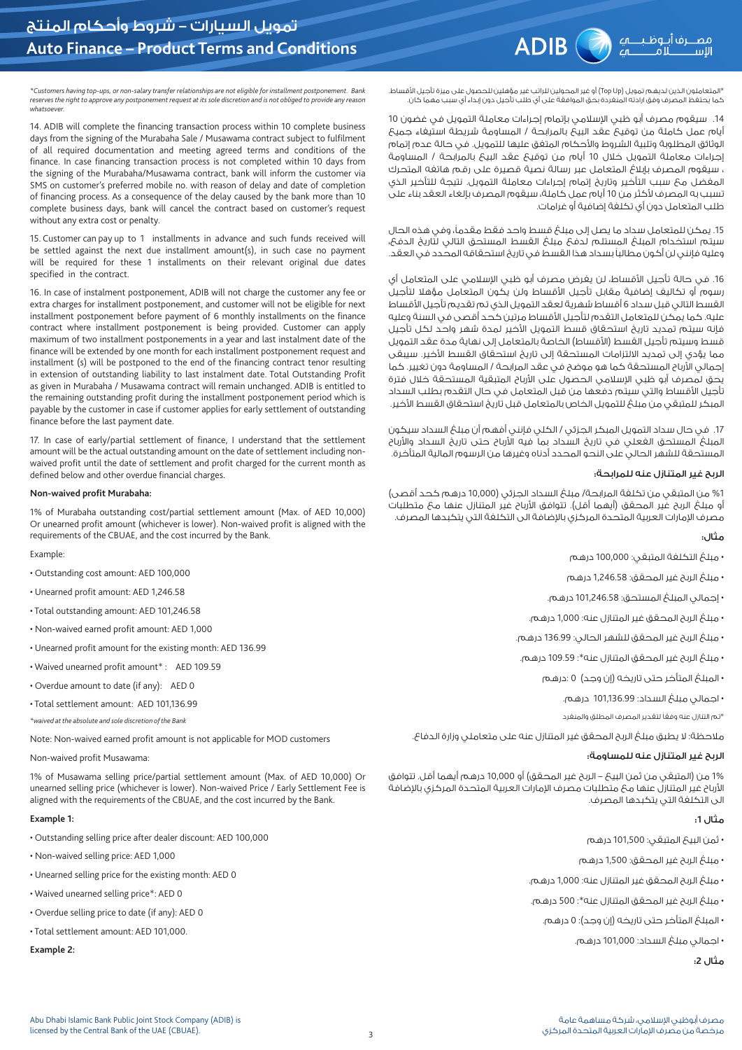*Customers having top-ups, or non-salary transfer relationships are not eligible for installment postponement. Bank reserves the right to approve any postponement request at its sole discretion and is not obliged to provide any reason whatsoever.

14. ADIB will complete the financing transaction process within 10 complete business days from the signing of the Murabaha Sale / Musawama contract subject to fulfilment of all required documentation and meeting agreed terms and conditions of the finance. In case financing transaction process is not completed within 10 days from the signing of the Murabaha/Musawama contract, bank will inform the customer via SMS on customer's preferred mobile no. with reason of delay and date of completion of financing process. As a consequence of the delay caused by the bank more than 10 complete business days, bank will cancel the contract based on customer's request without any extra cost or penalty.

15. Customer can pay up to 1 installments in advance and such funds received will be settled against the next due installment amount(s), in such case no payment will be required for these 1 installments on their relevant original due dates specified in the contract.

16. In case of instalment postponement, ADIB will not charge the customer any fee or extra charges for installment postponement, and customer will not be eligible for next installment postponement before payment of 6 monthly installments on the finance contract where installment postponement is being provided. Customer can apply maximum of two installment postponements in a year and last instalment date of the finance will be extended by one month for each installment postponement request and installment (s) will be postponed to the end of the financing contract tenor resulting in extension of outstanding liability to last instalment date. Total Outstanding Profit as given in Murabaha / Musawama contract will remain unchanged. ADIB is entitled to the remaining outstanding profit during the installment postponement period which is payable by the customer in case if customer applies for early settlement of outstanding finance before the last payment date.

17. In case of early/partial settlement of finance, I understand that the settlement amount will be the actual outstanding amount on the date of settlement including non-waived profit until the date of settlement and profit charged for the current month as defined below and other overdue financial charges.

**Non-waived profit Murabaha:**

1% of Murabaha outstanding cost/partial settlement amount (Max. of AED 10,000) Or unearned profit amount (whichever is lower). Non-waived profit is aligned with the requirements of the CBUAE, and the cost incurred by the Bank.

Example:

- Outstanding cost amount: AED 100,000
- Unearned profit amount: AED 1,246.58
- Total outstanding amount: AED 101,246.58
- Non-waived earned profit amount: AED 1,000
- Unearned profit amount for the existing month: AED 136.99
- Waived unearned profit amount* : AED 109.59
- Overdue amount to date (if any): AED 0
- Total settlement amount: AED 101,136.99

*waived at the absolute and sole discretion of the Bank*

Note: Non-waived earned profit amount is not applicable for MOD customers

Non-waived profit Musawama:

1% of Musawama selling price/partial settlement amount (Max. of AED 10,000) Or unearned selling price (whichever is lower). Non-waived Profit / Early Settlement Fee is aligned with the requirements of the CBUAE, and the cost incurred by the Bank.

**Example 1:**

- Outstanding selling price after dealer discount: AED 100,000
- Non-waived selling price: AED 1,000
- Unearned selling price for the existing month: AED 0
- Waived unearned selling price*: AED 0
- Overdue selling price to date (if any): AED 0
- Total settlement amount: AED 101,000.

**Example 2:**

*المتعاملون الذين لديهم تمويل (Top Up) أو غير المحولين للراتب غير مؤهلين للحصول على ميزة تأجيل الأقساط. كما يحتفظ المصرف وفق ارادته المنفردة بحق الموافقة على أي طلب تأجيل دون إبداء أي سبب مهما كان.

14. سيقوم مصرف أبو ظبي الإسلامي بإتمام إجراءات معاملة التمويل في غضون 10 أيام عمل كاملة من توقيع عقد البيع بالمرابحة / المساومة شريطة استيفاء جميع الوثائق المطلوبة وتلبية الشروط والأحكام المتفق عليها للتمويل. في حالة عدم إتمام إجراءات معاملة التمويل خلال 10 أيام من توقيع عقد البيع بالمرابحة / المساومة ، سيقوم المصرف بإبلاغ المتعامل عبر رسالة نصية قصيرة على رقم هاتفه المتحرك المفضل مع سبب التأخير وتاريخ إتمام إجراءات معاملة التمويل. نتيجة للتأخير الذي تسبب به المصرف لأكثر من 10 أيام عمل كاملة، سيقوم المصرف بإلغاء العقد بناء على طلب المتعامل دون أي تكلفة إضافية أو غرامات.

15. يمكن للمتعامل سداد ما يصل إلى مبلغ قسط واحد فقط مقدماً، وفي هذه الحال سيتم استخدام المبلغ المستلم لدفع مبلغ القسط المستحق التالي لتاريخ الدفع، وعليه فإنني لن أكون مطالباً بسداد هذا القسط في تاريخ استحقاقه المحدد في العقد.

16. في حالة تأجيل الأقساط، لن يفرض مصرف أبو ظبي الإسلامي على المتعامل أي رسوم أو تكاليف إضافية مقابل تأجيل الأقساط ولن يكون المتعامل مؤهلا لتأجيل القسط التالي قبل سداد 6 أقساط شهرية لعقد التمويل الذي تم تقديم تأجيل الأقساط عليه. كما يمكن للمتعامل التقدم لتأجيل الأقساط مرتين كحد أقصى في السنة وعليه فإنه سيتم تمديد تاريخ استحقاق قسط التمويل الأخير لمدة شهر واحد لكل تأجيل قسط وسيتم تأجيل القسط (الأقساط) الخاصة بالمتعامل إلى نهاية مدة عقد التمويل مما يؤدي إلى تمديد الالتزامات المستحقة إلى تاريخ استحقاق القسط الأخير. سيبقى إجمالي الأرباح المستحقة كما هو موضح في عقد المرابحة / المساومة دون تغيير. كما يحق لمصرف أبو ظبي الإسلامي الحصول على الأرباح المتبقية المستحقة خلال فترة تأجيل الأقساط والتي سيتم دفعها من قبل المتعامل في حال التقدم بطلب السداد المبكر للمتبقي من مبلغ التمويل الخاص بالمتعامل قبل تاريخ استحقاق القسط الأخير.

17. في حال سداد التمويل المبكر الجزئي / الكلي فإنني أفهم أن مبلغ السداد سيكون المبلغ المستحق الفعلي في تاريخ السداد بما فيه الأرباح حتى تاريخ السداد والأرباح المستحقة للشهر الحالي على النحو المحدد أدناه وغيرها من الرسوم المالية المتأخرة.

**الربح غير المتنازل عنه للمرابحة:**

1% من المتبقي من تكلفة المرابحة/ مبلغ السداد الجزئي (10,000 درهم كحد أقصى) أو مبلغ الربح غير المحقق (أيهما أقل). تتوافق الأرباح غير المتنازل عنها مع متطلبات مصرف الإمارات العربية المتحدة المركزي بالإضافة الى التكلفة التي يتكبدها المصرف.

**مثال:**

- مبلغ التكلفة المتبقي: 100,000 درهم
- مبلغ الربح غير المحقق: 1,246.58 درهم
- إجمالي المبلغ المستحق: 101,246.58 درهم.
- مبلغ الربح المحقق غير المتنازل عنه: 1,000 درهم.
- مبلغ الربح غير المحقق للشهر الحالي: 136.99 درهم.
- مبلغ الربح غير المحقق المتنازل عنه*: 109.59 درهم.
- المبلغ المتأخر حتى تاريخه (إن وجد) 0 :درهم
- اجمالي مبلغ السداد: 101,136.99 درهم.

*تم التنازل عنه وفقاً لتقدير المصرف المطلق والمنفرد

ملاحظة: لا يطبق مبلغ الربح المحقق غير المتنازل عنه على متعاملي وزارة الدفاع.

**الربح غير المتنازل عنه للمساومة:**

1% من (المتبقي من ثمن البيع – الربح غير المحقق) أو 10,000 درهم أيهما أقل. تتوافق الأرباح غير المتنازل عنها مع متطلبات مصرف الإمارات العربية المتحدة المركزي بالإضافة الى التكلفة التي يتكبدها المصرف.

**مثال 1:**

- ثمن البيع المتبقي: 101,500 درهم
- مبلغ الربح غير المحقق: 1,500 درهم
- مبلغ الربح المحقق غير المتنازل عنه: 1,000 درهم.
- مبلغ الربح غير المحقق المتنازل عنه*: 500 درهم.
- المبلغ المتأخر حتى تاريخه (إن وجد): 0 درهم.
- اجمالي مبلغ السداد: 101,000 درهم.

**مثال 2:**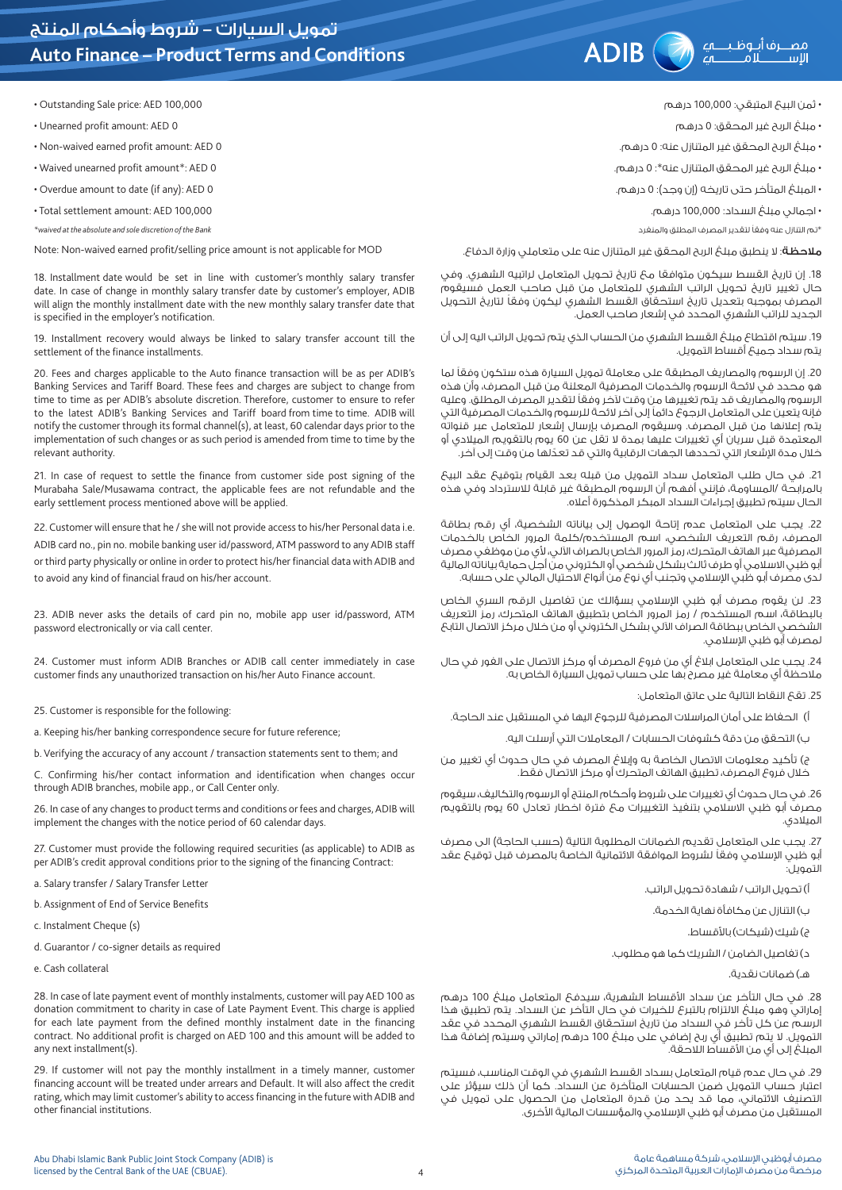- Outstanding Sale price: AED 100,000
- Unearned profit amount: AED 0
- Non-waived earned profit amount: AED 0
- Waived unearned profit amount*: AED 0
- Overdue amount to date (if any): AED 0
- Total settlement amount: AED 100,000

*\*waived at the absolute and sole discretion of the Bank*

Note: Non-waived earned profit/selling price amount is not applicable for MOD

18. Installment date would be set in line with customer's monthly salary transfer date. In case of change in monthly salary transfer date by customer's employer, ADIB will align the monthly installment date with the new monthly salary transfer date that is specified in the employer's notification.

19. Installment recovery would always be linked to salary transfer account till the settlement of the finance installments.

20. Fees and charges applicable to the Auto finance transaction will be as per ADIB's Banking Services and Tariff Board. These fees and charges are subject to change from time to time as per ADIB's absolute discretion. Therefore, customer to ensure to refer to the latest ADIB's Banking Services and Tariff board from time to time. ADIB will notify the customer through its formal channel(s) at, least, 60 calendar days prior to the implementation of such changes or as such period is amended from time to time by the relevant authority.

21. In case of request to settle the finance from customer side post signing of the Murabaha Sale/Musawama contract, the applicable fees are not refundable and the early settlement process mentioned above will be applied.

22. Customer will ensure that he / she will not provide access to his/her Personal data i.e. ADIB card no., pin no. mobile banking user id/password, ATM password to any ADIB staff or third party physically or online in order to protect his/her financial data with ADIB and to avoid any kind of financial fraud on his/her account.

23. ADIB never asks the details of card pin no, mobile app user id/password, ATM password electronically or via call center.

24. Customer must inform ADIB Branches or ADIB call center immediately in case customer finds any unauthorized transaction on his/her Auto Finance account.

25. Customer is responsible for the following:

a. Keeping his/her banking correspondence secure for future reference;

b. Verifying the accuracy of any account / transaction statements sent to them; and

C. Confirming his/her contact information and identification when changes occur through ADIB branches, mobile app., or Call Center only.

26. In case of any changes to product terms and conditions or fees and charges, ADIB will implement the changes with the notice period of 60 calendar days.

27. Customer must provide the following required securities (as applicable) to ADIB as per ADIB's credit approval conditions prior to the signing of the financing Contract:

a. Salary transfer / Salary Transfer Letter

b. Assignment of End of Service Benefits

c. Instalment Cheque (s)

d. Guarantor / co-signer details as required

e. Cash collateral

28. In case of late payment event of monthly instalments, customer will pay AED 100 as donation commitment to charity in case of Late Payment Event. This charge is applied for each late payment from the defined monthly instalment date in the financing contract. No additional profit is charged on AED 100 and this amount will be added to any next installment(s).

29. If customer will not pay the monthly installment in a timely manner, customer financing account will be treated under arrears and Default. It will also affect the credit rating, which may limit customer's ability to access financing in the future with ADIB and other financial institutions.

- ثمن البيع المتبقي: 100,000 درهم
- مبلغ الربح غير المحقق: 0 درهم
- مبلغ الربح المحقق غير المتنازل عنه: 0 درهم
- مبلغ الربح غير المحقق المتنازل عنه*: 0 درهم
- المبلغ المتأخر حتى تاريخه (إن وجد): 0 درهم
- اجمالي مبلغ السداد: 100,000 درهم

*\*تم التنازل عنه وفقاً لتقدير المصرف المطلق والمنفرد*

**ملاحظة**: لا ينطبق مبلغ الربح المحقق غير المتنازل عنه على متعاملي وزارة الدفاع.

18. إن تاريخ القسط سيكون متوافقا مع تاريخ تحويل المتعامل لراتبه الشهري. وفي حال تغيير تاريخ تحويل الراتب الشهري للمتعامل من قبل صاحب العمل فسيقوم المصرف بموجبه بتعديل تاريخ استحقاق القسط الشهري ليكون وفقاً لتاريخ التحويل الجديد للراتب الشهري المحدد في إشعار صاحب العمل.

19. سيتم اقتطاع مبلغ القسط الشهري من الحساب الذي يتم تحويل الراتب اليه إلى أن يتم سداد جميع أقساط التمويل.

20. إن الرسوم والمصاريف المطبقة على معاملة تمويل السيارة هذه ستكون وفقاً لما هو محدد في لائحة الرسوم والخدمات المصرفية المعلنة من قبل المصرف، وأن هذه الرسوم والمصاريف قد يتم تغييرها من وقت لآخر وفقاً لتقدير المصرف المطلق، وعليه فإنه يتعين على المتعامل الرجوع دائما إلى آخر لائحة للرسوم والخدمات المصرفية التي يتم إعلانها من قبل المصرف. وسيقوم المصرف بإرسال إشعار للمتعامل عبر قنواته المعتمدة قبل سريان أي تغييرات عليها بمدة لا تقل عن 60 يوم بالتقويم الميلادي أو خلال مدة الإشعار التي تحددها الجهات الرقابية والتي قد تعدلها من وقت لآخر.

21. في حال طلب المتعامل سداد التمويل من قبله بعد القيام بتوقيع عقد البيع بالمرابحة /المساومة، فإنني أفهم أن الرسوم المطبقة غير قابلة للاسترداد وفي هذه الحال سيتم تطبيق إجراءات السداد المبكر المذكورة أعلاه.

22. يجب على المتعامل عدم إتاحة الوصول إلى بياناته الشخصية، أي رقم بطاقة المصرف، رقم التعريف الشخصي، اسم المستخدم/كلمة المرور الخاص بالخدمات المصرفية عبر الهاتف المتحرك، رمز المرور الخاص بالصراف الآلي لأي من موظفي مصرف أبو ظبي الاسلامي أو طرف ثالث بشكل شخصي أو الكتروني من أجل حماية بياناته المالية لدى مصرف أبو ظبي الإسلامي وتجنب أي نوع من أنواع الاحتيال المالي على حسابه.

23. لن يقوم مصرف أبو ظبي الإسلامي بسؤالك عن تفاصيل الرقم السري الخاص بالبطاقة، اسم المستخدم / رمز المرور الخاص بتطبيق الهاتف المتحرك، رمز التعريف الشخصي الخاص ببطاقة الصراف الآلي بشكل الكتروني أو من خلال مركز الاتصال التابع لمصرف أبو ظبي الإسلامي.

24. يجب على المتعامل إبلاغ أي من فروع المصرف أو مركز الاتصال على الفور في حال ملاحظة أي معاملة غير مصرح بها على حساب تمويل السيارة الخاص به.

25. تقع النقاط التالية على عاتق المتعامل:

أ) الحفاظ على أمان المراسلات المصرفية للرجوع اليها في المستقبل عند الحاجة.

ب) التحقق من دقة كشوفات الحسابات / المعاملات التي أرسلت اليه.

ج) تأكيد معلومات الاتصال الخاصة به وإبلاغ المصرف في حال حدوث أي تغيير من خلال فروع المصرف، تطبيق الهاتف المتحرك أو مركز الاتصال فقط.

26. في حال حدوث أي تغييرات على شروط وأحكام المنتج أو الرسوم والتكاليف، سيقوم مصرف أبو ظبي الاسلامي بتنفيذ التغييرات مع فترة اخطار تعادل 60 يوم بالتقويم الميلادي.

27. يجب على المتعامل تقديم الضمانات المطلوبة التالية (حسب الحاجة) الى مصرف أبو ظبي الإسلامي وفقاً لشروط الموافقة الائتمانية الخاصة بالمصرف قبل توقيع عقد التمويل:

أ) تحويل الراتب / شهادة تحويل الراتب.

ب) التنازل عن مكافأة نهاية الخدمة.

ج) شيك (شيكات) بالأقساط.

د) تفاصيل الضامن / الشريك كما هو مطلوب.

هـ) ضمانات نقدية.

28. في حال التأخر عن سداد الأقساط الشهرية، سيدفع المتعامل مبلغ 100 درهم إماراتي وهو مبلغ الالتزام بالتبرع للخيرات في حال التأخر عن السداد. يتم تطبيق هذا الرسم عن كل تأخر في السداد من تاريخ استحقاق القسط الشهري المحدد في عقد التمويل. لا يتم تطبيق أي ربح إضافي على مبلغ 100 درهم إماراتي وسيتم إضافة هذا المبلغ إلى أي من الأقساط اللاحقة.

29. في حال عدم قيام المتعامل بسداد القسط الشهري في الوقت المناسب، فسيتم اعتبار حساب التمويل ضمن الحسابات المتأخرة عن السداد. كما أن ذلك سيؤثر على التصنيف الائتماني، مما قد يحد من قدرة المتعامل من الحصول على تمويل في المستقبل من مصرف أبو ظبي الإسلامي والمؤسسات المالية الأخرى.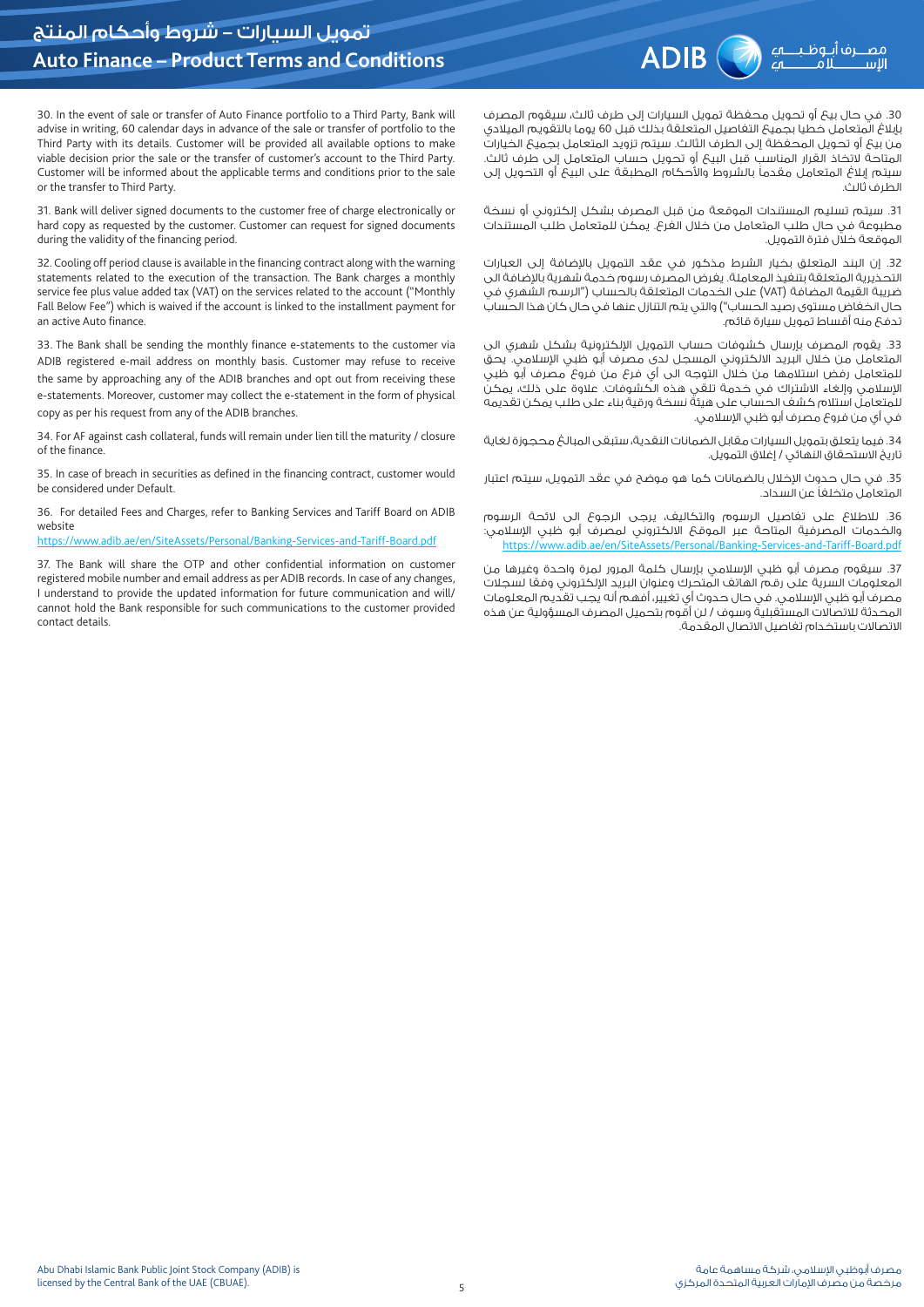30. In the event of sale or transfer of Auto Finance portfolio to a Third Party, Bank will advise in writing, 60 calendar days in advance of the sale or transfer of portfolio to the Third Party with its details. Customer will be provided all available options to make viable decision prior the sale or the transfer of customer's account to the Third Party. Customer will be informed about the applicable terms and conditions prior to the sale or the transfer to Third Party.

31. Bank will deliver signed documents to the customer free of charge electronically or hard copy as requested by the customer. Customer can request for signed documents during the validity of the financing period.

32. Cooling off period clause is available in the financing contract along with the warning statements related to the execution of the transaction. The Bank charges a monthly service fee plus value added tax (VAT) on the services related to the account ("Monthly Fall Below Fee") which is waived if the account is linked to the installment payment for an active Auto finance.

33. The Bank shall be sending the monthly finance e-statements to the customer via ADIB registered e-mail address on monthly basis. Customer may refuse to receive the same by approaching any of the ADIB branches and opt out from receiving these e-statements. Moreover, customer may collect the e-statement in the form of physical copy as per his request from any of the ADIB branches.

34. For AF against cash collateral, funds will remain under lien till the maturity / closure of the finance.

35. In case of breach in securities as defined in the financing contract, customer would be considered under Default.

36. For detailed Fees and Charges, refer to Banking Services and Tariff Board on ADIB website
https://www.adib.ae/en/SiteAssets/Personal/Banking-Services-and-Tariff-Board.pdf

37. The Bank will share the OTP and other confidential information on customer registered mobile number and email address as per ADIB records. In case of any changes, I understand to provide the updated information for future communication and will/ cannot hold the Bank responsible for such communications to the customer provided contact details.

30. في حال بيع أو تحويل محفظة تمويل السيارات إلى طرف ثالث، سيقوم المصرف بإبلاغ المتعامل خطيا بجميع التفاصيل المتعلقة بذلك قبل 60 يوما بالتقويم الميلادي من بيع أو تحويل المحفظة إلى الطرف الثالث. سيتم تزويد المتعامل بجميع الخيارات المتاحة لاتخاذ القرار المناسب قبل البيع أو تحويل حساب المتعامل إلى طرف ثالث. سيتم إبلاغ المتعامل مقدماً بالشروط والأحكام المطبقة على البيع أو التحويل إلى الطرف ثالث.

31. سيتم تسليم المستندات الموقعة من قبل المصرف بشكل إلكتروني أو نسخة مطبوعة في حال طلب المتعامل من خلال الفرع. يمكن للمتعامل طلب المستندات الموقعة خلال فترة التمويل.

32. إن البند المتعلق بخيار الشرط مذكور في عقد التمويل بالإضافة إلى العبارات التحذيرية المتعلقة بتنفيذ المعاملة. يفرض المصرف رسوم خدمة شهرية بالإضافة الى ضريبة القيمة المضافة (VAT) على الخدمات المتعلقة بالحساب ("الرسم الشهري في حال انخفاض مستوى رصيد الحساب") والتي يتم التنازل عنها في حال كان هذا الحساب تدفع منه أقساط تمويل سيارة قائم.

33. يقوم المصرف بإرسال كشوفات حساب التمويل الإلكترونية بشكل شهري الى المتعامل من خلال البريد الالكتروني المسجل لدى مصرف أبو ظبي الإسلامي. يحق للمتعامل رفض استلامها من خلال التوجه الى أي فرع من فروع مصرف أبو ظبي الإسلامي وإلغاء الاشتراك في خدمة تلقي هذه الكشوفات. علاوة على ذلك، يمكن للمتعامل استلام كشف الحساب على هيئة نسخة ورقية بناء على طلب يمكن تقديمه في أي من فروع مصرف أبو ظبي الإسلامي.

34. فيما يتعلق بتمويل السيارات مقابل الضمانات النقدية، ستبقى المبالغ محجوزة لغاية تاريخ الاستحقاق النهائي / إغلاق التمويل.

35. في حال حدوث الإخلال بالضمانات كما هو موضح في عقد التمويل، سيتم اعتبار المتعامل متخلفاً عن السداد.

36. للاطلاع على تفاصيل الرسوم والتكاليف، يرجى الرجوع الى لائحة الرسوم والخدمات المصرفية المتاحة عبر الموقع الالكتروني لمصرف أبو ظبي الإسلامي:
https://www.adib.ae/en/SiteAssets/Personal/Banking-Services-and-Tariff-Board.pdf

37. سيقوم مصرف أبو ظبي الإسلامي بإرسال كلمة المرور لمرة واحدة وغيرها من المعلومات السرية على رقم الهاتف المتحرك وعنوان البريد الإلكتروني وفقًا لسجلات مصرف أبو ظبي الإسلامي. في حال حدوث أي تغيير، أفهم أنه يجب تقديم المعلومات المحدثة للاتصالات المستقبلية وسوف / لن أقوم بتحميل المصرف المسؤولية عن هذه الاتصالات باستخدام تفاصيل الاتصال المقدمة.

Abu Dhabi Islamic Bank Public Joint Stock Company (ADIB) is licensed by the Central Bank of the UAE (CBUAE).

مصرف أبوظبي الإسلامي، شركة مساهمة عامة مرخصة من مصرف الإمارات العربية المتحدة المركزي